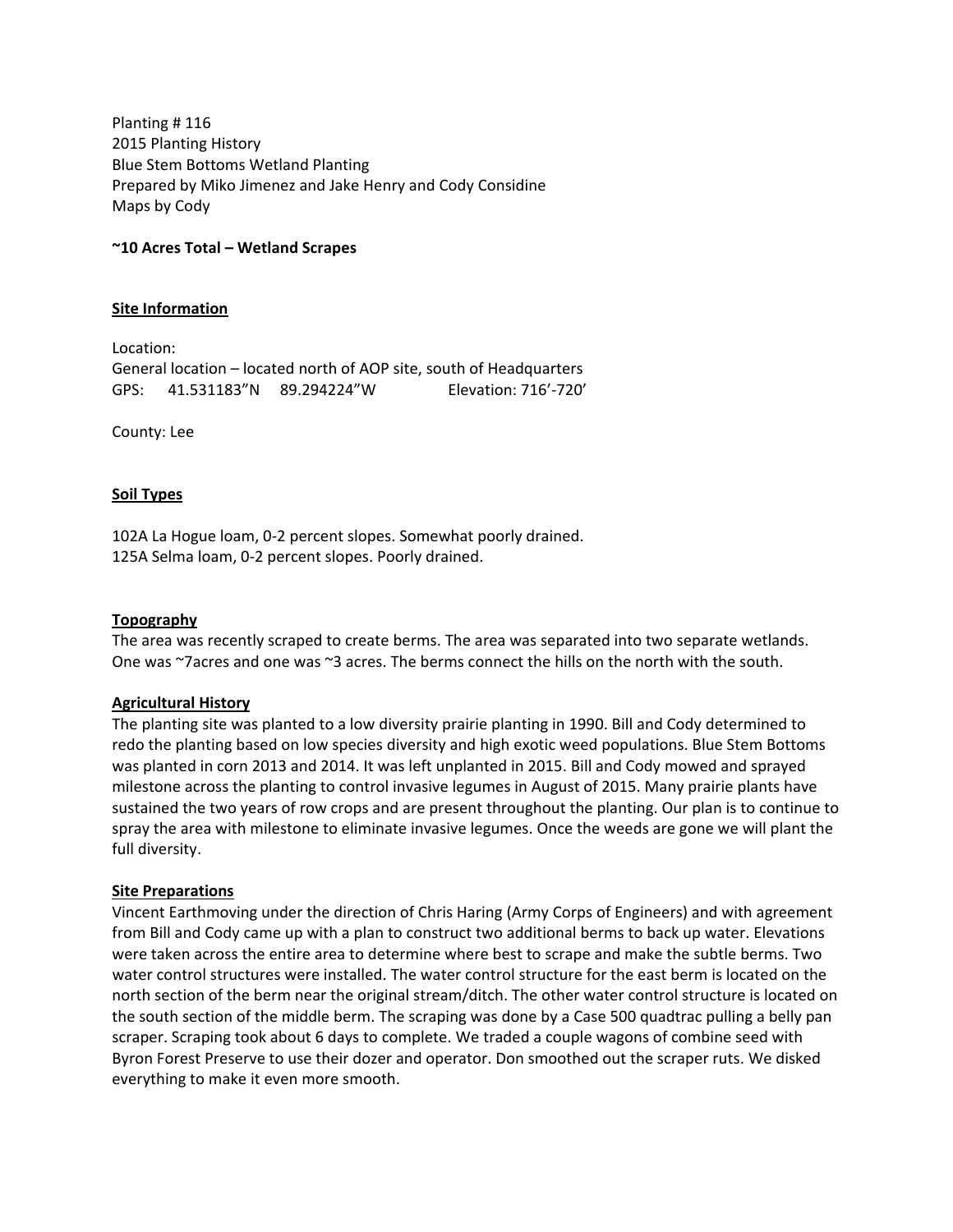Planting # 116
2015 Planting History
Blue Stem Bottoms Wetland Planting
Prepared by Miko Jimenez and Jake Henry and Cody Considine
Maps by Cody

**~10 Acres Total – Wetland Scrapes**

## Site Information

Location:
General location – located north of AOP site, south of Headquarters
GPS: 41.531183"N 89.294224"W Elevation: 716'-720'

County: Lee

## Soil Types

102A La Hogue loam, 0-2 percent slopes. Somewhat poorly drained.
125A Selma loam, 0-2 percent slopes. Poorly drained.

## Topography

The area was recently scraped to create berms. The area was separated into two separate wetlands. One was ~7acres and one was ~3 acres. The berms connect the hills on the north with the south.

## Agricultural History

The planting site was planted to a low diversity prairie planting in 1990. Bill and Cody determined to redo the planting based on low species diversity and high exotic weed populations. Blue Stem Bottoms was planted in corn 2013 and 2014. It was left unplanted in 2015. Bill and Cody mowed and sprayed milestone across the planting to control invasive legumes in August of 2015. Many prairie plants have sustained the two years of row crops and are present throughout the planting. Our plan is to continue to spray the area with milestone to eliminate invasive legumes. Once the weeds are gone we will plant the full diversity.

## Site Preparations

Vincent Earthmoving under the direction of Chris Haring (Army Corps of Engineers) and with agreement from Bill and Cody came up with a plan to construct two additional berms to back up water. Elevations were taken across the entire area to determine where best to scrape and make the subtle berms. Two water control structures were installed. The water control structure for the east berm is located on the north section of the berm near the original stream/ditch. The other water control structure is located on the south section of the middle berm. The scraping was done by a Case 500 quadtrac pulling a belly pan scraper. Scraping took about 6 days to complete. We traded a couple wagons of combine seed with Byron Forest Preserve to use their dozer and operator. Don smoothed out the scraper ruts. We disked everything to make it even more smooth.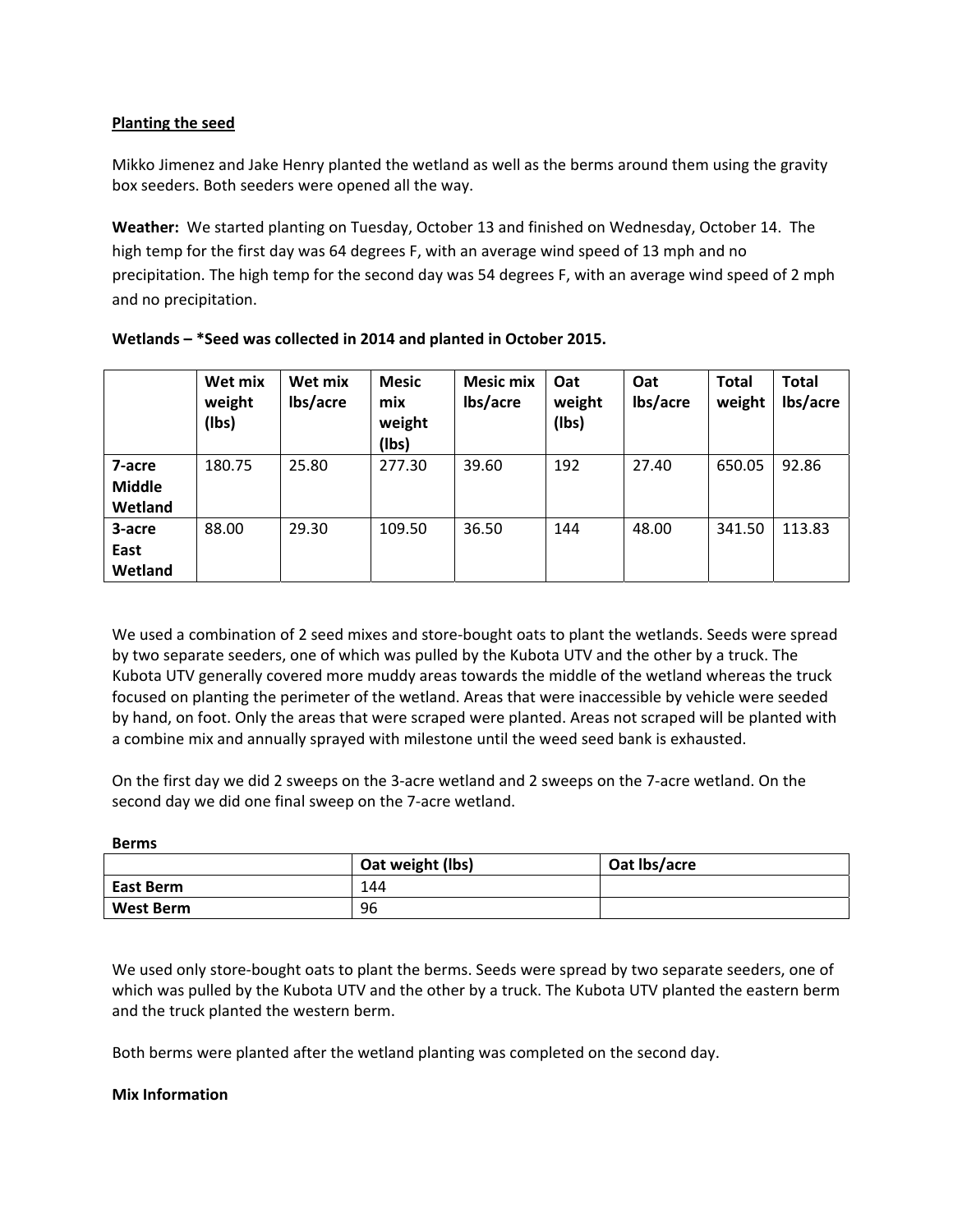<u>**Planting the seed**</u>

Mikko Jimenez and Jake Henry planted the wetland as well as the berms around them using the gravity box seeders. Both seeders were opened all the way.

**Weather:** We started planting on Tuesday, October 13 and finished on Wednesday, October 14. The high temp for the first day was 64 degrees F, with an average wind speed of 13 mph and no precipitation. The high temp for the second day was 54 degrees F, with an average wind speed of 2 mph and no precipitation.

**Wetlands – *Seed was collected in 2014 and planted in October 2015.**

| | Wet mix weight (lbs) | Wet mix lbs/acre | Mesic mix weight (lbs) | Mesic mix lbs/acre | Oat weight (lbs) | Oat lbs/acre | Total weight | Total lbs/acre |
|---|---|---|---|---|---|---|---|---|
| **7-acre Middle Wetland** | 180.75 | 25.80 | 277.30 | 39.60 | 192 | 27.40 | 650.05 | 92.86 |
| **3-acre East Wetland** | 88.00 | 29.30 | 109.50 | 36.50 | 144 | 48.00 | 341.50 | 113.83 |

We used a combination of 2 seed mixes and store-bought oats to plant the wetlands. Seeds were spread by two separate seeders, one of which was pulled by the Kubota UTV and the other by a truck. The Kubota UTV generally covered more muddy areas towards the middle of the wetland whereas the truck focused on planting the perimeter of the wetland. Areas that were inaccessible by vehicle were seeded by hand, on foot. Only the areas that were scraped were planted. Areas not scraped will be planted with a combine mix and annually sprayed with milestone until the weed seed bank is exhausted.

On the first day we did 2 sweeps on the 3-acre wetland and 2 sweeps on the 7-acre wetland. On the second day we did one final sweep on the 7-acre wetland.

**Berms**

| | Oat weight (lbs) | Oat lbs/acre |
|---|---|---|
| **East Berm** | 144 | |
| **West Berm** | 96 | |

We used only store-bought oats to plant the berms. Seeds were spread by two separate seeders, one of which was pulled by the Kubota UTV and the other by a truck. The Kubota UTV planted the eastern berm and the truck planted the western berm.

Both berms were planted after the wetland planting was completed on the second day.

**Mix Information**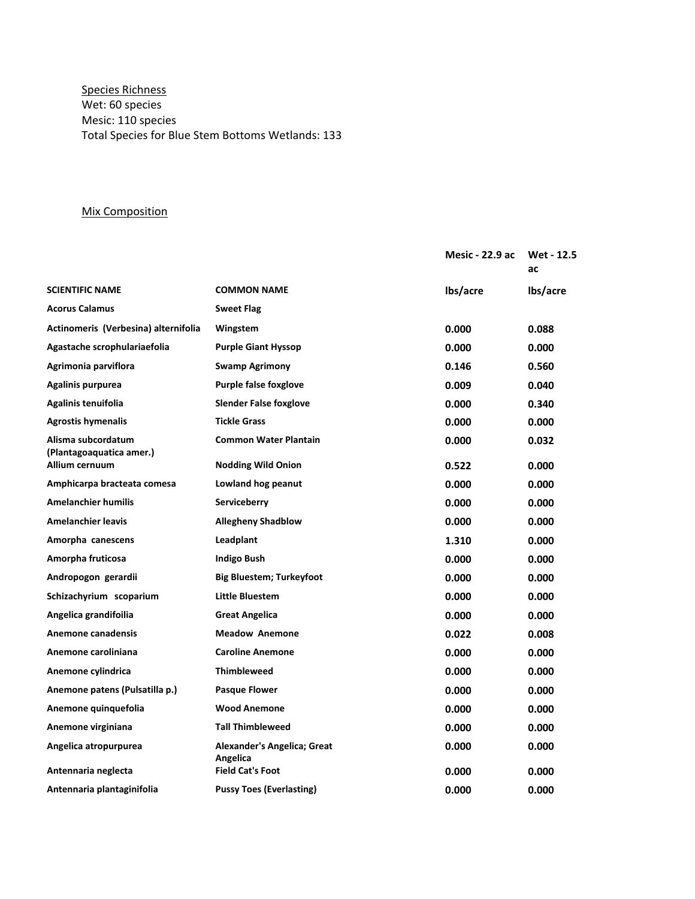Species Richness
Wet: 60 species
Mesic: 110 species
Total Species for Blue Stem Bottoms Wetlands: 133

Mix Composition

| | | Mesic - 22.9 ac | Wet - 12.5 ac |
|---|---|---|---|
| **SCIENTIFIC NAME** | **COMMON NAME** | **lbs/acre** | **lbs/acre** |
| **Acorus Calamus** | **Sweet Flag** | | |
| **Actinomeris (Verbesina) alternifolia** | **Wingstem** | **0.000** | **0.088** |
| **Agastache scrophulariaefolia** | **Purple Giant Hyssop** | **0.000** | **0.000** |
| **Agrimonia parviflora** | **Swamp Agrimony** | **0.146** | **0.560** |
| **Agalinis purpurea** | **Purple false foxglove** | **0.009** | **0.040** |
| **Agalinis tenuifolia** | **Slender False foxglove** | **0.000** | **0.340** |
| **Agrostis hymenalis** | **Tickle Grass** | **0.000** | **0.000** |
| **Alisma subcordatum (Plantagoaquatica amer.)** | **Common Water Plantain** | **0.000** | **0.032** |
| **Allium cernuum** | **Nodding Wild Onion** | **0.522** | **0.000** |
| **Amphicarpa bracteata comesa** | **Lowland hog peanut** | **0.000** | **0.000** |
| **Amelanchier humilis** | **Serviceberry** | **0.000** | **0.000** |
| **Amelanchier leavis** | **Allegheny Shadblow** | **0.000** | **0.000** |
| **Amorpha canescens** | **Leadplant** | **1.310** | **0.000** |
| **Amorpha fruticosa** | **Indigo Bush** | **0.000** | **0.000** |
| **Andropogon gerardii** | **Big Bluestem; Turkeyfoot** | **0.000** | **0.000** |
| **Schizachyrium scoparium** | **Little Bluestem** | **0.000** | **0.000** |
| **Angelica grandifoilia** | **Great Angelica** | **0.000** | **0.000** |
| **Anemone canadensis** | **Meadow Anemone** | **0.022** | **0.008** |
| **Anemone caroliniana** | **Caroline Anemone** | **0.000** | **0.000** |
| **Anemone cylindrica** | **Thimbleweed** | **0.000** | **0.000** |
| **Anemone patens (Pulsatilla p.)** | **Pasque Flower** | **0.000** | **0.000** |
| **Anemone quinquefolia** | **Wood Anemone** | **0.000** | **0.000** |
| **Anemone virginiana** | **Tall Thimbleweed** | **0.000** | **0.000** |
| **Angelica atropurpurea** | **Alexander's Angelica; Great Angelica** | **0.000** | **0.000** |
| **Antennaria neglecta** | **Field Cat's Foot** | **0.000** | **0.000** |
| **Antennaria plantaginifolia** | **Pussy Toes (Everlasting)** | **0.000** | **0.000** |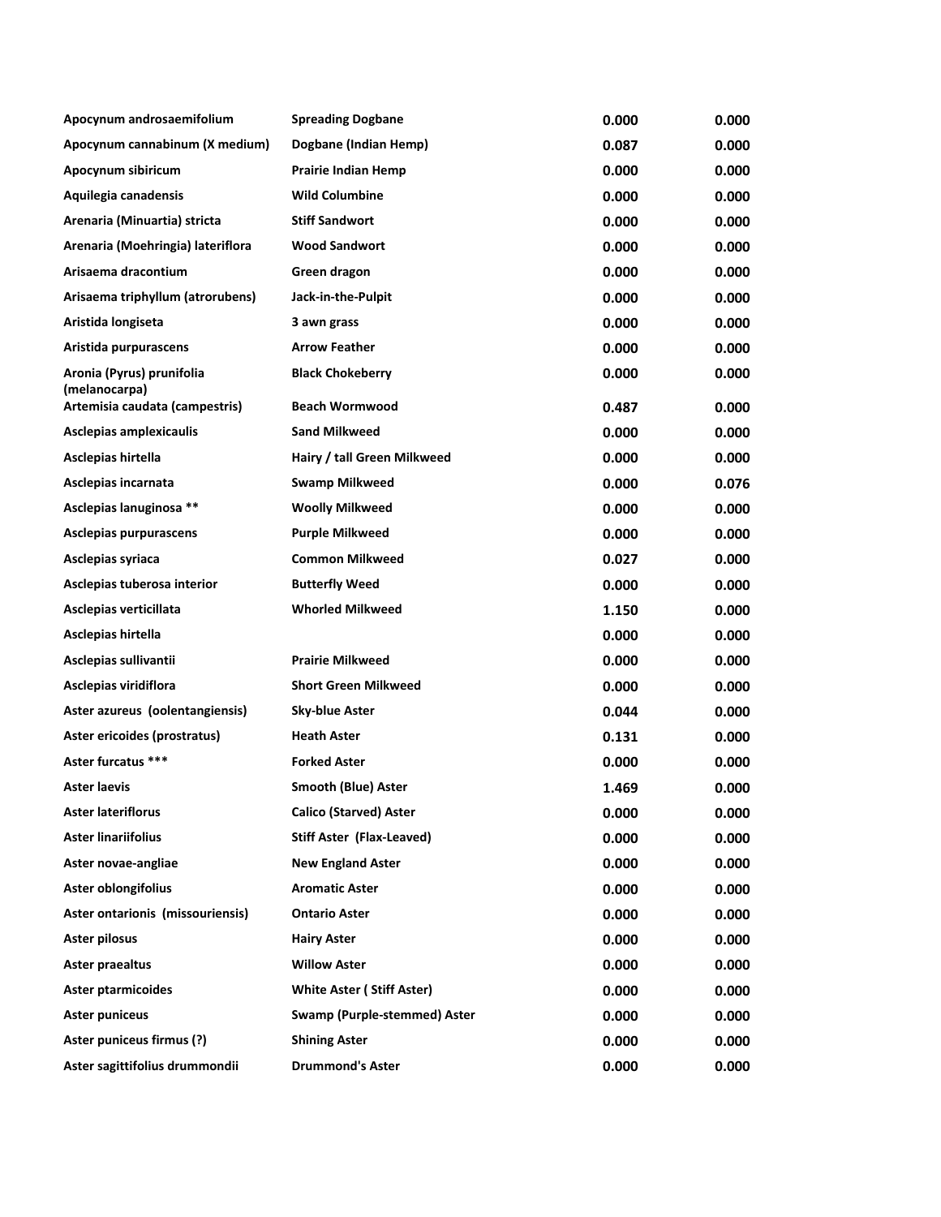| | | | |
|---|---|---|---|
| **Apocynum androsaemifolium** | **Spreading Dogbane** | **0.000** | **0.000** |
| **Apocynum cannabinum (X medium)** | **Dogbane (Indian Hemp)** | **0.087** | **0.000** |
| **Apocynum sibiricum** | **Prairie Indian Hemp** | **0.000** | **0.000** |
| **Aquilegia canadensis** | **Wild Columbine** | **0.000** | **0.000** |
| **Arenaria (Minuartia) stricta** | **Stiff Sandwort** | **0.000** | **0.000** |
| **Arenaria (Moehringia) lateriflora** | **Wood Sandwort** | **0.000** | **0.000** |
| **Arisaema dracontium** | **Green dragon** | **0.000** | **0.000** |
| **Arisaema triphyllum (atrorubens)** | **Jack-in-the-Pulpit** | **0.000** | **0.000** |
| **Aristida longiseta** | **3 awn grass** | **0.000** | **0.000** |
| **Aristida purpurascens** | **Arrow Feather** | **0.000** | **0.000** |
| **Aronia (Pyrus) prunifolia (melanocarpa)** | **Black Chokeberry** | **0.000** | **0.000** |
| **Artemisia caudata (campestris)** | **Beach Wormwood** | **0.487** | **0.000** |
| **Asclepias amplexicaulis** | **Sand Milkweed** | **0.000** | **0.000** |
| **Asclepias hirtella** | **Hairy / tall Green Milkweed** | **0.000** | **0.000** |
| **Asclepias incarnata** | **Swamp Milkweed** | **0.000** | **0.076** |
| **Asclepias lanuginosa \*\*** | **Woolly Milkweed** | **0.000** | **0.000** |
| **Asclepias purpurascens** | **Purple Milkweed** | **0.000** | **0.000** |
| **Asclepias syriaca** | **Common Milkweed** | **0.027** | **0.000** |
| **Asclepias tuberosa interior** | **Butterfly Weed** | **0.000** | **0.000** |
| **Asclepias verticillata** | **Whorled Milkweed** | **1.150** | **0.000** |
| **Asclepias hirtella** | | **0.000** | **0.000** |
| **Asclepias sullivantii** | **Prairie Milkweed** | **0.000** | **0.000** |
| **Asclepias viridiflora** | **Short Green Milkweed** | **0.000** | **0.000** |
| **Aster azureus (oolentangiensis)** | **Sky-blue Aster** | **0.044** | **0.000** |
| **Aster ericoides (prostratus)** | **Heath Aster** | **0.131** | **0.000** |
| **Aster furcatus \*\*\*** | **Forked Aster** | **0.000** | **0.000** |
| **Aster laevis** | **Smooth (Blue) Aster** | **1.469** | **0.000** |
| **Aster lateriflorus** | **Calico (Starved) Aster** | **0.000** | **0.000** |
| **Aster linariifolius** | **Stiff Aster (Flax-Leaved)** | **0.000** | **0.000** |
| **Aster novae-angliae** | **New England Aster** | **0.000** | **0.000** |
| **Aster oblongifolius** | **Aromatic Aster** | **0.000** | **0.000** |
| **Aster ontarionis (missouriensis)** | **Ontario Aster** | **0.000** | **0.000** |
| **Aster pilosus** | **Hairy Aster** | **0.000** | **0.000** |
| **Aster praealtus** | **Willow Aster** | **0.000** | **0.000** |
| **Aster ptarmicoides** | **White Aster ( Stiff Aster)** | **0.000** | **0.000** |
| **Aster puniceus** | **Swamp (Purple-stemmed) Aster** | **0.000** | **0.000** |
| **Aster puniceus firmus (?)** | **Shining Aster** | **0.000** | **0.000** |
| **Aster sagittifolius drummondii** | **Drummond's Aster** | **0.000** | **0.000** |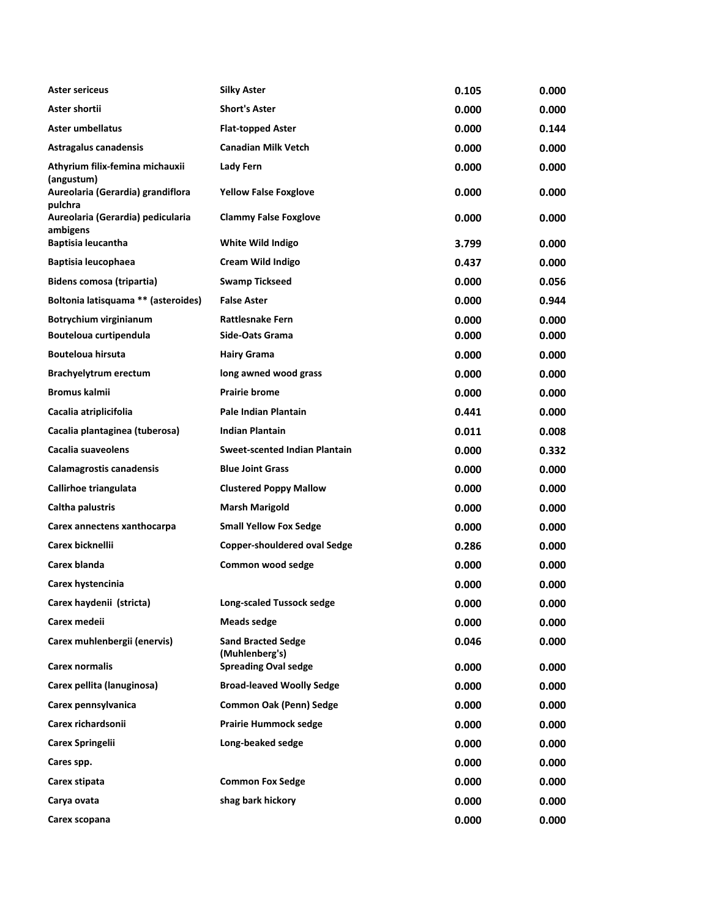| | | | |
|---|---|---|---|
| **Aster sericeus** | **Silky Aster** | **0.105** | **0.000** |
| **Aster shortii** | **Short's Aster** | **0.000** | **0.000** |
| **Aster umbellatus** | **Flat-topped Aster** | **0.000** | **0.144** |
| **Astragalus canadensis** | **Canadian Milk Vetch** | **0.000** | **0.000** |
| **Athyrium filix-femina michauxii (angustum)** | **Lady Fern** | **0.000** | **0.000** |
| **Aureolaria (Gerardia) grandiflora pulchra** | **Yellow False Foxglove** | **0.000** | **0.000** |
| **Aureolaria (Gerardia) pedicularia ambigens** | **Clammy False Foxglove** | **0.000** | **0.000** |
| **Baptisia leucantha** | **White Wild Indigo** | **3.799** | **0.000** |
| **Baptisia leucophaea** | **Cream Wild Indigo** | **0.437** | **0.000** |
| **Bidens comosa (tripartia)** | **Swamp Tickseed** | **0.000** | **0.056** |
| **Boltonia latisquama ** (asteroides)** | **False Aster** | **0.000** | **0.944** |
| **Botrychium virginianum** | **Rattlesnake Fern** | **0.000** | **0.000** |
| **Bouteloua curtipendula** | **Side-Oats Grama** | **0.000** | **0.000** |
| **Bouteloua hirsuta** | **Hairy Grama** | **0.000** | **0.000** |
| **Brachyelytrum erectum** | **long awned wood grass** | **0.000** | **0.000** |
| **Bromus kalmii** | **Prairie brome** | **0.000** | **0.000** |
| **Cacalia atriplicifolia** | **Pale Indian Plantain** | **0.441** | **0.000** |
| **Cacalia plantaginea (tuberosa)** | **Indian Plantain** | **0.011** | **0.008** |
| **Cacalia suaveolens** | **Sweet-scented Indian Plantain** | **0.000** | **0.332** |
| **Calamagrostis canadensis** | **Blue Joint Grass** | **0.000** | **0.000** |
| **Callirhoe triangulata** | **Clustered Poppy Mallow** | **0.000** | **0.000** |
| **Caltha palustris** | **Marsh Marigold** | **0.000** | **0.000** |
| **Carex annectens xanthocarpa** | **Small Yellow Fox Sedge** | **0.000** | **0.000** |
| **Carex bicknellii** | **Copper-shouldered oval Sedge** | **0.286** | **0.000** |
| **Carex blanda** | **Common wood sedge** | **0.000** | **0.000** |
| **Carex hystencinia** | | **0.000** | **0.000** |
| **Carex haydenii (stricta)** | **Long-scaled Tussock sedge** | **0.000** | **0.000** |
| **Carex medeii** | **Meads sedge** | **0.000** | **0.000** |
| **Carex muhlenbergii (enervis)** | **Sand Bracted Sedge (Muhlenberg's)** | **0.046** | **0.000** |
| **Carex normalis** | **Spreading Oval sedge** | **0.000** | **0.000** |
| **Carex pellita (lanuginosa)** | **Broad-leaved Woolly Sedge** | **0.000** | **0.000** |
| **Carex pennsylvanica** | **Common Oak (Penn) Sedge** | **0.000** | **0.000** |
| **Carex richardsonii** | **Prairie Hummock sedge** | **0.000** | **0.000** |
| **Carex Springelii** | **Long-beaked sedge** | **0.000** | **0.000** |
| **Cares spp.** | | **0.000** | **0.000** |
| **Carex stipata** | **Common Fox Sedge** | **0.000** | **0.000** |
| **Carya ovata** | **shag bark hickory** | **0.000** | **0.000** |
| **Carex scopana** | | **0.000** | **0.000** |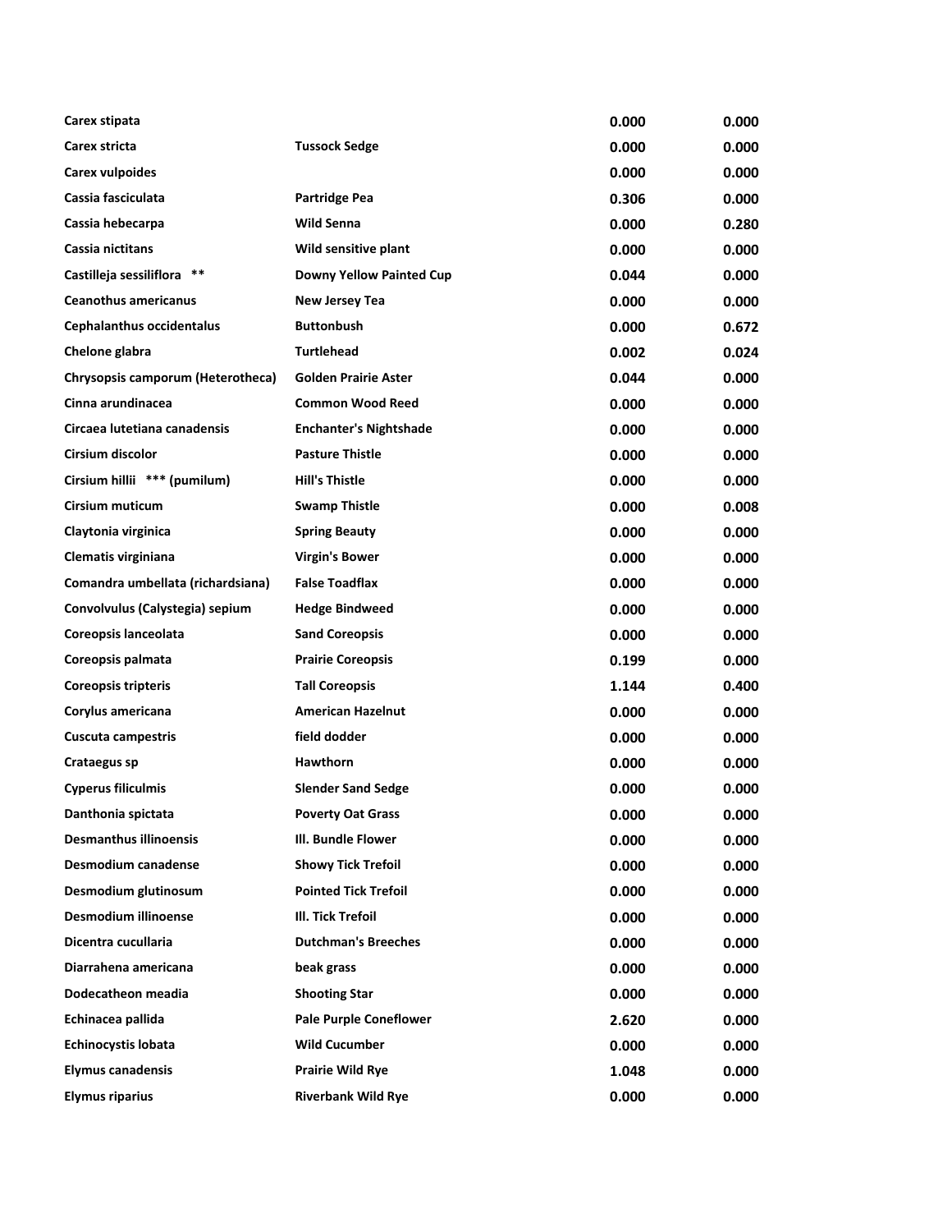| | | | |
|---|---|---|---|
| **Carex stipata** | | **0.000** | **0.000** |
| **Carex stricta** | **Tussock Sedge** | **0.000** | **0.000** |
| **Carex vulpoides** | | **0.000** | **0.000** |
| **Cassia fasciculata** | **Partridge Pea** | **0.306** | **0.000** |
| **Cassia hebecarpa** | **Wild Senna** | **0.000** | **0.280** |
| **Cassia nictitans** | **Wild sensitive plant** | **0.000** | **0.000** |
| **Castilleja sessiliflora \*\*** | **Downy Yellow Painted Cup** | **0.044** | **0.000** |
| **Ceanothus americanus** | **New Jersey Tea** | **0.000** | **0.000** |
| **Cephalanthus occidentalus** | **Buttonbush** | **0.000** | **0.672** |
| **Chelone glabra** | **Turtlehead** | **0.002** | **0.024** |
| **Chrysopsis camporum (Heterotheca)** | **Golden Prairie Aster** | **0.044** | **0.000** |
| **Cinna arundinacea** | **Common Wood Reed** | **0.000** | **0.000** |
| **Circaea lutetiana canadensis** | **Enchanter's Nightshade** | **0.000** | **0.000** |
| **Cirsium discolor** | **Pasture Thistle** | **0.000** | **0.000** |
| **Cirsium hillii \*\*\* (pumilum)** | **Hill's Thistle** | **0.000** | **0.000** |
| **Cirsium muticum** | **Swamp Thistle** | **0.000** | **0.008** |
| **Claytonia virginica** | **Spring Beauty** | **0.000** | **0.000** |
| **Clematis virginiana** | **Virgin's Bower** | **0.000** | **0.000** |
| **Comandra umbellata (richardsiana)** | **False Toadflax** | **0.000** | **0.000** |
| **Convolvulus (Calystegia) sepium** | **Hedge Bindweed** | **0.000** | **0.000** |
| **Coreopsis lanceolata** | **Sand Coreopsis** | **0.000** | **0.000** |
| **Coreopsis palmata** | **Prairie Coreopsis** | **0.199** | **0.000** |
| **Coreopsis tripteris** | **Tall Coreopsis** | **1.144** | **0.400** |
| **Corylus americana** | **American Hazelnut** | **0.000** | **0.000** |
| **Cuscuta campestris** | **field dodder** | **0.000** | **0.000** |
| **Crataegus sp** | **Hawthorn** | **0.000** | **0.000** |
| **Cyperus filiculmis** | **Slender Sand Sedge** | **0.000** | **0.000** |
| **Danthonia spictata** | **Poverty Oat Grass** | **0.000** | **0.000** |
| **Desmanthus illinoensis** | **Ill. Bundle Flower** | **0.000** | **0.000** |
| **Desmodium canadense** | **Showy Tick Trefoil** | **0.000** | **0.000** |
| **Desmodium glutinosum** | **Pointed Tick Trefoil** | **0.000** | **0.000** |
| **Desmodium illinoense** | **Ill. Tick Trefoil** | **0.000** | **0.000** |
| **Dicentra cucullaria** | **Dutchman's Breeches** | **0.000** | **0.000** |
| **Diarrahena americana** | **beak grass** | **0.000** | **0.000** |
| **Dodecatheon meadia** | **Shooting Star** | **0.000** | **0.000** |
| **Echinacea pallida** | **Pale Purple Coneflower** | **2.620** | **0.000** |
| **Echinocystis lobata** | **Wild Cucumber** | **0.000** | **0.000** |
| **Elymus canadensis** | **Prairie Wild Rye** | **1.048** | **0.000** |
| **Elymus riparius** | **Riverbank Wild Rye** | **0.000** | **0.000** |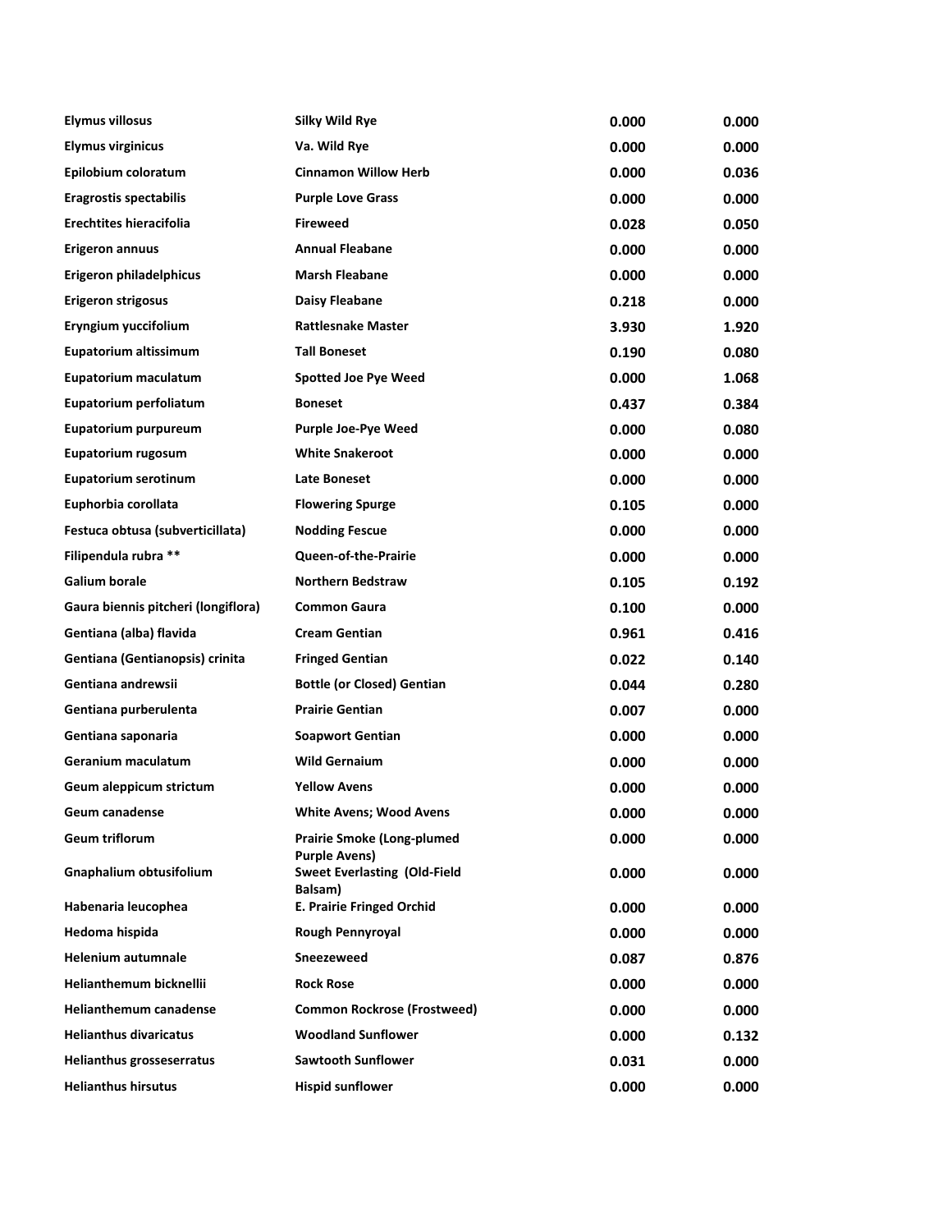| | | | |
|---|---|---|---|
| **Elymus villosus** | **Silky Wild Rye** | **0.000** | **0.000** |
| **Elymus virginicus** | **Va. Wild Rye** | **0.000** | **0.000** |
| **Epilobium coloratum** | **Cinnamon Willow Herb** | **0.000** | **0.036** |
| **Eragrostis spectabilis** | **Purple Love Grass** | **0.000** | **0.000** |
| **Erechtites hieracifolia** | **Fireweed** | **0.028** | **0.050** |
| **Erigeron annuus** | **Annual Fleabane** | **0.000** | **0.000** |
| **Erigeron philadelphicus** | **Marsh Fleabane** | **0.000** | **0.000** |
| **Erigeron strigosus** | **Daisy Fleabane** | **0.218** | **0.000** |
| **Eryngium yuccifolium** | **Rattlesnake Master** | **3.930** | **1.920** |
| **Eupatorium altissimum** | **Tall Boneset** | **0.190** | **0.080** |
| **Eupatorium maculatum** | **Spotted Joe Pye Weed** | **0.000** | **1.068** |
| **Eupatorium perfoliatum** | **Boneset** | **0.437** | **0.384** |
| **Eupatorium purpureum** | **Purple Joe-Pye Weed** | **0.000** | **0.080** |
| **Eupatorium rugosum** | **White Snakeroot** | **0.000** | **0.000** |
| **Eupatorium serotinum** | **Late Boneset** | **0.000** | **0.000** |
| **Euphorbia corollata** | **Flowering Spurge** | **0.105** | **0.000** |
| **Festuca obtusa (subverticillata)** | **Nodding Fescue** | **0.000** | **0.000** |
| **Filipendula rubra ** ** | **Queen-of-the-Prairie** | **0.000** | **0.000** |
| **Galium borale** | **Northern Bedstraw** | **0.105** | **0.192** |
| **Gaura biennis pitcheri (longiflora)** | **Common Gaura** | **0.100** | **0.000** |
| **Gentiana (alba) flavida** | **Cream Gentian** | **0.961** | **0.416** |
| **Gentiana (Gentianopsis) crinita** | **Fringed Gentian** | **0.022** | **0.140** |
| **Gentiana andrewsii** | **Bottle (or Closed) Gentian** | **0.044** | **0.280** |
| **Gentiana purberulenta** | **Prairie Gentian** | **0.007** | **0.000** |
| **Gentiana saponaria** | **Soapwort Gentian** | **0.000** | **0.000** |
| **Geranium maculatum** | **Wild Gernaium** | **0.000** | **0.000** |
| **Geum aleppicum strictum** | **Yellow Avens** | **0.000** | **0.000** |
| **Geum canadense** | **White Avens; Wood Avens** | **0.000** | **0.000** |
| **Geum triflorum** | **Prairie Smoke (Long-plumed Purple Avens)** | **0.000** | **0.000** |
| **Gnaphalium obtusifolium** | **Sweet Everlasting (Old-Field Balsam)** | **0.000** | **0.000** |
| **Habenaria leucophea** | **E. Prairie Fringed Orchid** | **0.000** | **0.000** |
| **Hedoma hispida** | **Rough Pennyroyal** | **0.000** | **0.000** |
| **Helenium autumnale** | **Sneezeweed** | **0.087** | **0.876** |
| **Helianthemum bicknellii** | **Rock Rose** | **0.000** | **0.000** |
| **Helianthemum canadense** | **Common Rockrose (Frostweed)** | **0.000** | **0.000** |
| **Helianthus divaricatus** | **Woodland Sunflower** | **0.000** | **0.132** |
| **Helianthus grosseserratus** | **Sawtooth Sunflower** | **0.031** | **0.000** |
| **Helianthus hirsutus** | **Hispid sunflower** | **0.000** | **0.000** |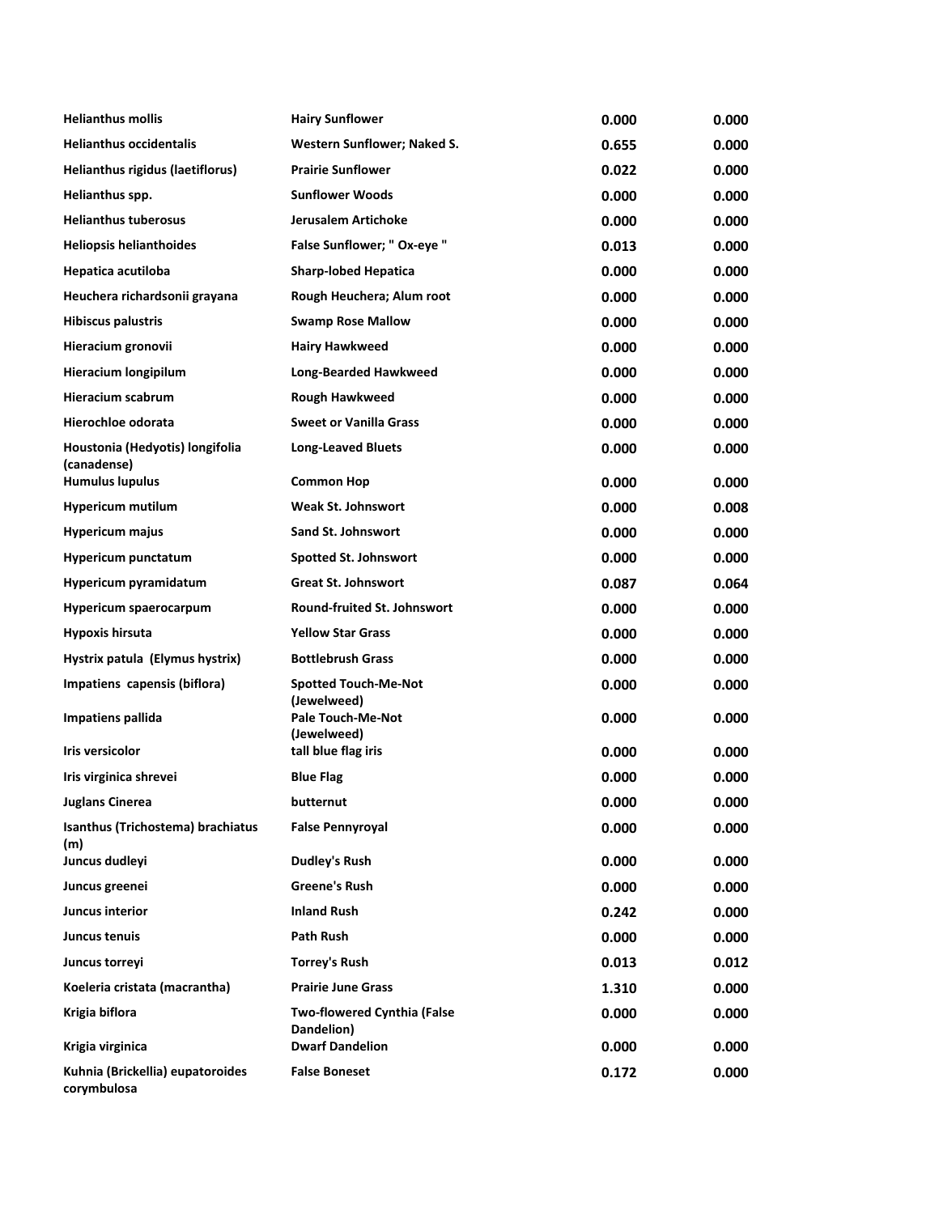| | | | |
|---|---|---|---|
| **Helianthus mollis** | **Hairy Sunflower** | **0.000** | **0.000** |
| **Helianthus occidentalis** | **Western Sunflower; Naked S.** | **0.655** | **0.000** |
| **Helianthus rigidus (laetiflorus)** | **Prairie Sunflower** | **0.022** | **0.000** |
| **Helianthus spp.** | **Sunflower Woods** | **0.000** | **0.000** |
| **Helianthus tuberosus** | **Jerusalem Artichoke** | **0.000** | **0.000** |
| **Heliopsis helianthoides** | **False Sunflower; " Ox-eye "** | **0.013** | **0.000** |
| **Hepatica acutiloba** | **Sharp-lobed Hepatica** | **0.000** | **0.000** |
| **Heuchera richardsonii grayana** | **Rough Heuchera; Alum root** | **0.000** | **0.000** |
| **Hibiscus palustris** | **Swamp Rose Mallow** | **0.000** | **0.000** |
| **Hieracium gronovii** | **Hairy Hawkweed** | **0.000** | **0.000** |
| **Hieracium longipilum** | **Long-Bearded Hawkweed** | **0.000** | **0.000** |
| **Hieracium scabrum** | **Rough Hawkweed** | **0.000** | **0.000** |
| **Hierochloe odorata** | **Sweet or Vanilla Grass** | **0.000** | **0.000** |
| **Houstonia (Hedyotis) longifolia (canadense)** | **Long-Leaved Bluets** | **0.000** | **0.000** |
| **Humulus lupulus** | **Common Hop** | **0.000** | **0.000** |
| **Hypericum mutilum** | **Weak St. Johnswort** | **0.000** | **0.008** |
| **Hypericum majus** | **Sand St. Johnswort** | **0.000** | **0.000** |
| **Hypericum punctatum** | **Spotted St. Johnswort** | **0.000** | **0.000** |
| **Hypericum pyramidatum** | **Great St. Johnswort** | **0.087** | **0.064** |
| **Hypericum spaerocarpum** | **Round-fruited St. Johnswort** | **0.000** | **0.000** |
| **Hypoxis hirsuta** | **Yellow Star Grass** | **0.000** | **0.000** |
| **Hystrix patula (Elymus hystrix)** | **Bottlebrush Grass** | **0.000** | **0.000** |
| **Impatiens capensis (biflora)** | **Spotted Touch-Me-Not (Jewelweed)** | **0.000** | **0.000** |
| **Impatiens pallida** | **Pale Touch-Me-Not (Jewelweed)** | **0.000** | **0.000** |
| **Iris versicolor** | **tall blue flag iris** | **0.000** | **0.000** |
| **Iris virginica shrevei** | **Blue Flag** | **0.000** | **0.000** |
| **Juglans Cinerea** | **butternut** | **0.000** | **0.000** |
| **Isanthus (Trichostema) brachiatus (m)** | **False Pennyroyal** | **0.000** | **0.000** |
| **Juncus dudleyi** | **Dudley's Rush** | **0.000** | **0.000** |
| **Juncus greenei** | **Greene's Rush** | **0.000** | **0.000** |
| **Juncus interior** | **Inland Rush** | **0.242** | **0.000** |
| **Juncus tenuis** | **Path Rush** | **0.000** | **0.000** |
| **Juncus torreyi** | **Torrey's Rush** | **0.013** | **0.012** |
| **Koeleria cristata (macrantha)** | **Prairie June Grass** | **1.310** | **0.000** |
| **Krigia biflora** | **Two-flowered Cynthia (False Dandelion)** | **0.000** | **0.000** |
| **Krigia virginica** | **Dwarf Dandelion** | **0.000** | **0.000** |
| **Kuhnia (Brickellia) eupatoroides corymbulosa** | **False Boneset** | **0.172** | **0.000** |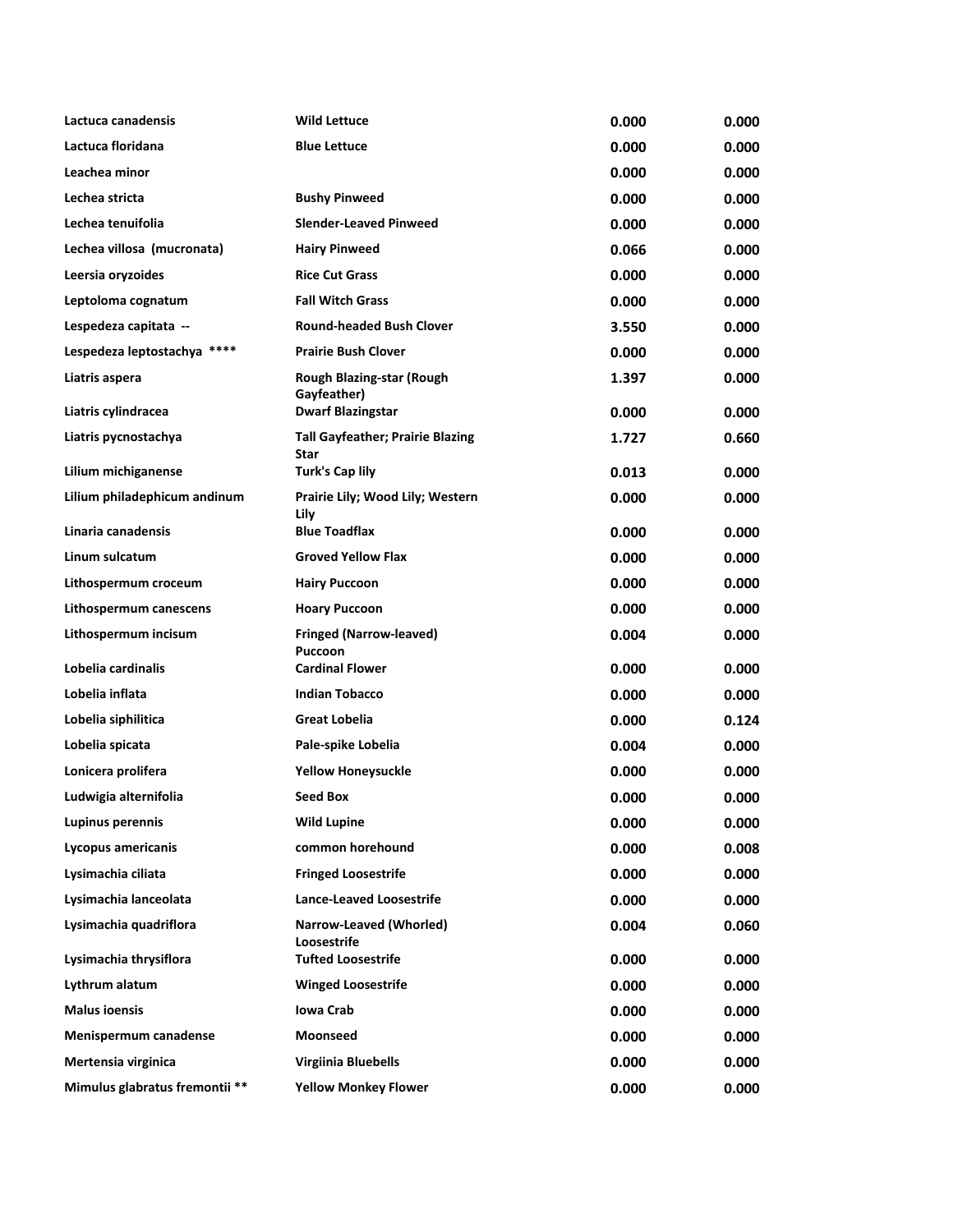| | | | |
|---|---|---|---|
| **Lactuca canadensis** | **Wild Lettuce** | **0.000** | **0.000** |
| **Lactuca floridana** | **Blue Lettuce** | **0.000** | **0.000** |
| **Leachea minor** | | **0.000** | **0.000** |
| **Lechea stricta** | **Bushy Pinweed** | **0.000** | **0.000** |
| **Lechea tenuifolia** | **Slender-Leaved Pinweed** | **0.000** | **0.000** |
| **Lechea villosa (mucronata)** | **Hairy Pinweed** | **0.066** | **0.000** |
| **Leersia oryzoides** | **Rice Cut Grass** | **0.000** | **0.000** |
| **Leptoloma cognatum** | **Fall Witch Grass** | **0.000** | **0.000** |
| **Lespedeza capitata --** | **Round-headed Bush Clover** | **3.550** | **0.000** |
| **Lespedeza leptostachya ****** | **Prairie Bush Clover** | **0.000** | **0.000** |
| **Liatris aspera** | **Rough Blazing-star (Rough Gayfeather)** | **1.397** | **0.000** |
| **Liatris cylindracea** | **Dwarf Blazingstar** | **0.000** | **0.000** |
| **Liatris pycnostachya** | **Tall Gayfeather; Prairie Blazing Star** | **1.727** | **0.660** |
| **Lilium michiganense** | **Turk's Cap lily** | **0.013** | **0.000** |
| **Lilium philadephicum andinum** | **Prairie Lily; Wood Lily; Western Lily** | **0.000** | **0.000** |
| **Linaria canadensis** | **Blue Toadflax** | **0.000** | **0.000** |
| **Linum sulcatum** | **Groved Yellow Flax** | **0.000** | **0.000** |
| **Lithospermum croceum** | **Hairy Puccoon** | **0.000** | **0.000** |
| **Lithospermum canescens** | **Hoary Puccoon** | **0.000** | **0.000** |
| **Lithospermum incisum** | **Fringed (Narrow-leaved) Puccoon** | **0.004** | **0.000** |
| **Lobelia cardinalis** | **Cardinal Flower** | **0.000** | **0.000** |
| **Lobelia inflata** | **Indian Tobacco** | **0.000** | **0.000** |
| **Lobelia siphilitica** | **Great Lobelia** | **0.000** | **0.124** |
| **Lobelia spicata** | **Pale-spike Lobelia** | **0.004** | **0.000** |
| **Lonicera prolifera** | **Yellow Honeysuckle** | **0.000** | **0.000** |
| **Ludwigia alternifolia** | **Seed Box** | **0.000** | **0.000** |
| **Lupinus perennis** | **Wild Lupine** | **0.000** | **0.000** |
| **Lycopus americanis** | **common horehound** | **0.000** | **0.008** |
| **Lysimachia ciliata** | **Fringed Loosestrife** | **0.000** | **0.000** |
| **Lysimachia lanceolata** | **Lance-Leaved Loosestrife** | **0.000** | **0.000** |
| **Lysimachia quadriflora** | **Narrow-Leaved (Whorled) Loosestrife** | **0.004** | **0.060** |
| **Lysimachia thrysiflora** | **Tufted Loosestrife** | **0.000** | **0.000** |
| **Lythrum alatum** | **Winged Loosestrife** | **0.000** | **0.000** |
| **Malus ioensis** | **Iowa Crab** | **0.000** | **0.000** |
| **Menispermum canadense** | **Moonseed** | **0.000** | **0.000** |
| **Mertensia virginica** | **Virgiinia Bluebells** | **0.000** | **0.000** |
| **Mimulus glabratus fremontii **** | **Yellow Monkey Flower** | **0.000** | **0.000** |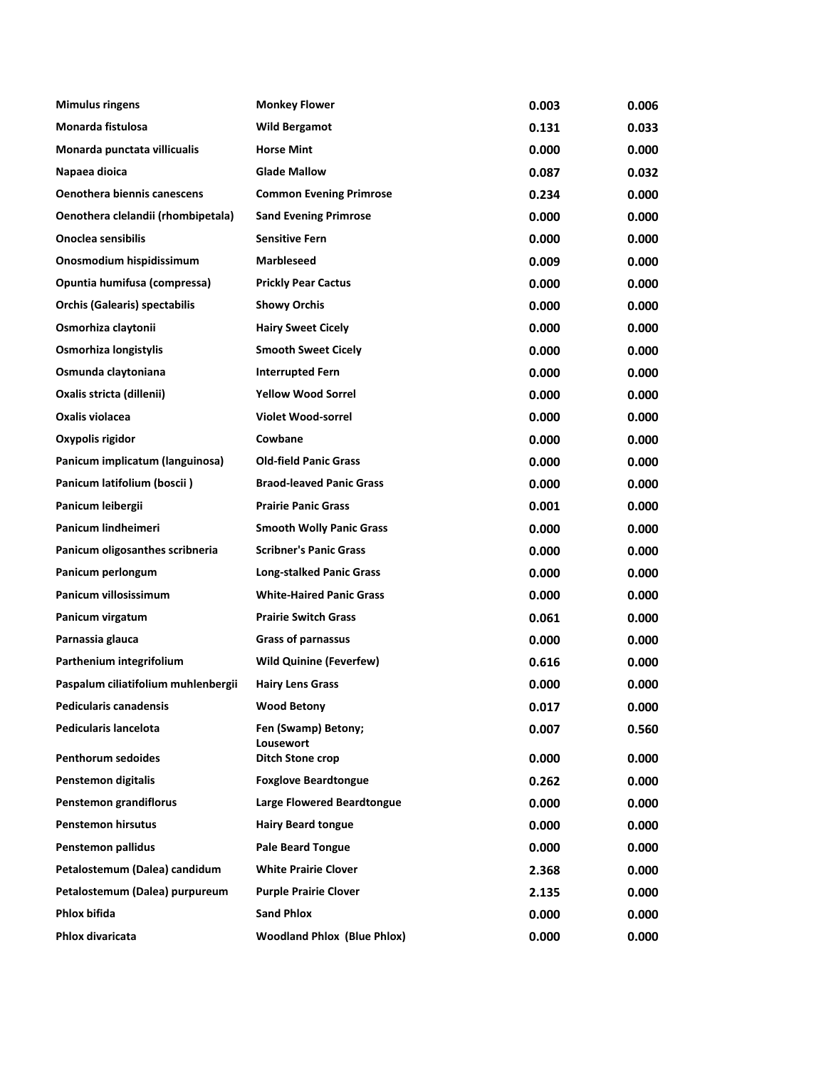| | | | |
|---|---|---|---|
| **Mimulus ringens** | **Monkey Flower** | **0.003** | **0.006** |
| **Monarda fistulosa** | **Wild Bergamot** | **0.131** | **0.033** |
| **Monarda punctata villicualis** | **Horse Mint** | **0.000** | **0.000** |
| **Napaea dioica** | **Glade Mallow** | **0.087** | **0.032** |
| **Oenothera biennis canescens** | **Common Evening Primrose** | **0.234** | **0.000** |
| **Oenothera clelandii (rhombipetala)** | **Sand Evening Primrose** | **0.000** | **0.000** |
| **Onoclea sensibilis** | **Sensitive Fern** | **0.000** | **0.000** |
| **Onosmodium hispidissimum** | **Marbleseed** | **0.009** | **0.000** |
| **Opuntia humifusa (compressa)** | **Prickly Pear Cactus** | **0.000** | **0.000** |
| **Orchis (Galearis) spectabilis** | **Showy Orchis** | **0.000** | **0.000** |
| **Osmorhiza claytonii** | **Hairy Sweet Cicely** | **0.000** | **0.000** |
| **Osmorhiza longistylis** | **Smooth Sweet Cicely** | **0.000** | **0.000** |
| **Osmunda claytoniana** | **Interrupted Fern** | **0.000** | **0.000** |
| **Oxalis stricta (dillenii)** | **Yellow Wood Sorrel** | **0.000** | **0.000** |
| **Oxalis violacea** | **Violet Wood-sorrel** | **0.000** | **0.000** |
| **Oxypolis rigidor** | **Cowbane** | **0.000** | **0.000** |
| **Panicum implicatum (languinosa)** | **Old-field Panic Grass** | **0.000** | **0.000** |
| **Panicum latifolium (boscii )** | **Braod-leaved Panic Grass** | **0.000** | **0.000** |
| **Panicum leibergii** | **Prairie Panic Grass** | **0.001** | **0.000** |
| **Panicum lindheimeri** | **Smooth Wolly Panic Grass** | **0.000** | **0.000** |
| **Panicum oligosanthes scribneria** | **Scribner's Panic Grass** | **0.000** | **0.000** |
| **Panicum perlongum** | **Long-stalked Panic Grass** | **0.000** | **0.000** |
| **Panicum villosissimum** | **White-Haired Panic Grass** | **0.000** | **0.000** |
| **Panicum virgatum** | **Prairie Switch Grass** | **0.061** | **0.000** |
| **Parnassia glauca** | **Grass of parnassus** | **0.000** | **0.000** |
| **Parthenium integrifolium** | **Wild Quinine (Feverfew)** | **0.616** | **0.000** |
| **Paspalum ciliatifolium muhlenbergii** | **Hairy Lens Grass** | **0.000** | **0.000** |
| **Pedicularis canadensis** | **Wood Betony** | **0.017** | **0.000** |
| **Pedicularis lancelota** | **Fen (Swamp) Betony; Lousewort** | **0.007** | **0.560** |
| **Penthorum sedoides** | **Ditch Stone crop** | **0.000** | **0.000** |
| **Penstemon digitalis** | **Foxglove Beardtongue** | **0.262** | **0.000** |
| **Penstemon grandiflorus** | **Large Flowered Beardtongue** | **0.000** | **0.000** |
| **Penstemon hirsutus** | **Hairy Beard tongue** | **0.000** | **0.000** |
| **Penstemon pallidus** | **Pale Beard Tongue** | **0.000** | **0.000** |
| **Petalostemum (Dalea) candidum** | **White Prairie Clover** | **2.368** | **0.000** |
| **Petalostemum (Dalea) purpureum** | **Purple Prairie Clover** | **2.135** | **0.000** |
| **Phlox bifida** | **Sand Phlox** | **0.000** | **0.000** |
| **Phlox divaricata** | **Woodland Phlox (Blue Phlox)** | **0.000** | **0.000** |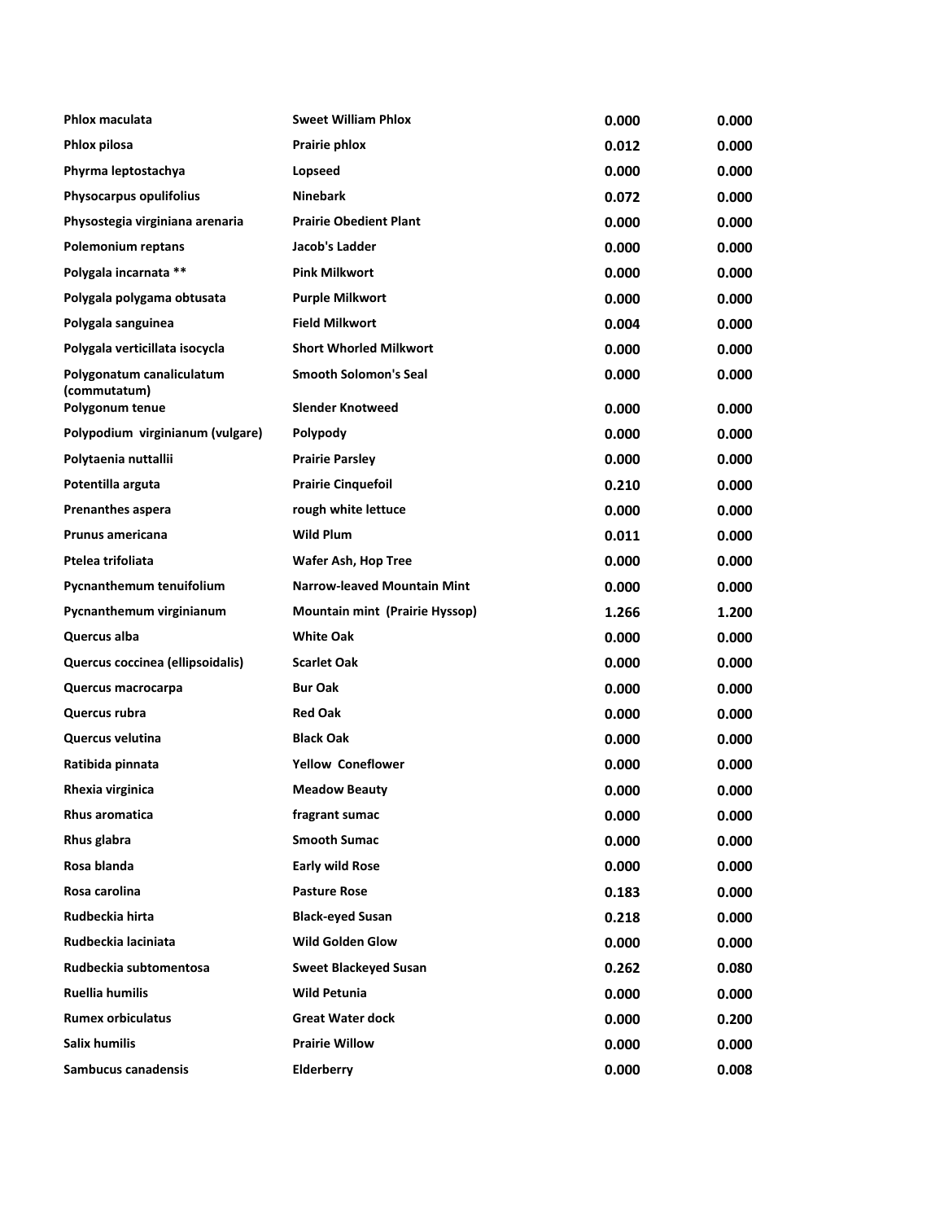| Phlox maculata | Sweet William Phlox | 0.000 | 0.000 |
|---|---|---|---|
| Phlox pilosa | Prairie phlox | 0.012 | 0.000 |
| Phyrma leptostachya | Lopseed | 0.000 | 0.000 |
| Physocarpus opulifolius | Ninebark | 0.072 | 0.000 |
| Physostegia virginiana arenaria | Prairie Obedient Plant | 0.000 | 0.000 |
| Polemonium reptans | Jacob's Ladder | 0.000 | 0.000 |
| Polygala incarnata ** | Pink Milkwort | 0.000 | 0.000 |
| Polygala polygama obtusata | Purple Milkwort | 0.000 | 0.000 |
| Polygala sanguinea | Field Milkwort | 0.004 | 0.000 |
| Polygala verticillata isocycla | Short Whorled Milkwort | 0.000 | 0.000 |
| Polygonatum canaliculatum (commutatum) | Smooth Solomon's Seal | 0.000 | 0.000 |
| Polygonum tenue | Slender Knotweed | 0.000 | 0.000 |
| Polypodium virginianum (vulgare) | Polypody | 0.000 | 0.000 |
| Polytaenia nuttallii | Prairie Parsley | 0.000 | 0.000 |
| Potentilla arguta | Prairie Cinquefoil | 0.210 | 0.000 |
| Prenanthes aspera | rough white lettuce | 0.000 | 0.000 |
| Prunus americana | Wild Plum | 0.011 | 0.000 |
| Ptelea trifoliata | Wafer Ash, Hop Tree | 0.000 | 0.000 |
| Pycnanthemum tenuifolium | Narrow-leaved Mountain Mint | 0.000 | 0.000 |
| Pycnanthemum virginianum | Mountain mint (Prairie Hyssop) | 1.266 | 1.200 |
| Quercus alba | White Oak | 0.000 | 0.000 |
| Quercus coccinea (ellipsoidalis) | Scarlet Oak | 0.000 | 0.000 |
| Quercus macrocarpa | Bur Oak | 0.000 | 0.000 |
| Quercus rubra | Red Oak | 0.000 | 0.000 |
| Quercus velutina | Black Oak | 0.000 | 0.000 |
| Ratibida pinnata | Yellow Coneflower | 0.000 | 0.000 |
| Rhexia virginica | Meadow Beauty | 0.000 | 0.000 |
| Rhus aromatica | fragrant sumac | 0.000 | 0.000 |
| Rhus glabra | Smooth Sumac | 0.000 | 0.000 |
| Rosa blanda | Early wild Rose | 0.000 | 0.000 |
| Rosa carolina | Pasture Rose | 0.183 | 0.000 |
| Rudbeckia hirta | Black-eyed Susan | 0.218 | 0.000 |
| Rudbeckia laciniata | Wild Golden Glow | 0.000 | 0.000 |
| Rudbeckia subtomentosa | Sweet Blackeyed Susan | 0.262 | 0.080 |
| Ruellia humilis | Wild Petunia | 0.000 | 0.000 |
| Rumex orbiculatus | Great Water dock | 0.000 | 0.200 |
| Salix humilis | Prairie Willow | 0.000 | 0.000 |
| Sambucus canadensis | Elderberry | 0.000 | 0.008 |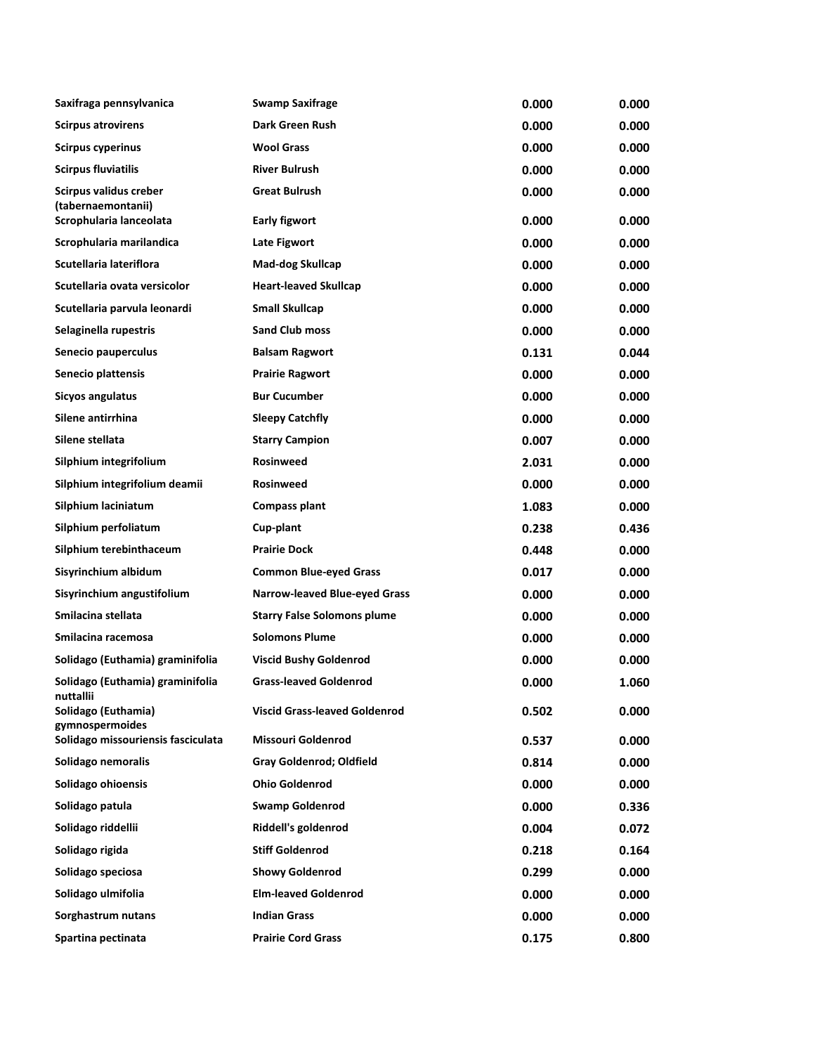| | | | |
|---|---|---|---|
| Saxifraga pennsylvanica | Swamp Saxifrage | 0.000 | 0.000 |
| Scirpus atrovirens | Dark Green Rush | 0.000 | 0.000 |
| Scirpus cyperinus | Wool Grass | 0.000 | 0.000 |
| Scirpus fluviatilis | River Bulrush | 0.000 | 0.000 |
| Scirpus validus creber (tabernaemontanii) | Great Bulrush | 0.000 | 0.000 |
| Scrophularia lanceolata | Early figwort | 0.000 | 0.000 |
| Scrophularia marilandica | Late Figwort | 0.000 | 0.000 |
| Scutellaria lateriflora | Mad-dog Skullcap | 0.000 | 0.000 |
| Scutellaria ovata versicolor | Heart-leaved Skullcap | 0.000 | 0.000 |
| Scutellaria parvula leonardi | Small Skullcap | 0.000 | 0.000 |
| Selaginella rupestris | Sand Club moss | 0.000 | 0.000 |
| Senecio pauperculus | Balsam Ragwort | 0.131 | 0.044 |
| Senecio plattensis | Prairie Ragwort | 0.000 | 0.000 |
| Sicyos angulatus | Bur Cucumber | 0.000 | 0.000 |
| Silene antirrhina | Sleepy Catchfly | 0.000 | 0.000 |
| Silene stellata | Starry Campion | 0.007 | 0.000 |
| Silphium integrifolium | Rosinweed | 2.031 | 0.000 |
| Silphium integrifolium deamii | Rosinweed | 0.000 | 0.000 |
| Silphium laciniatum | Compass plant | 1.083 | 0.000 |
| Silphium perfoliatum | Cup-plant | 0.238 | 0.436 |
| Silphium terebinthaceum | Prairie Dock | 0.448 | 0.000 |
| Sisyrinchium albidum | Common Blue-eyed Grass | 0.017 | 0.000 |
| Sisyrinchium angustifolium | Narrow-leaved Blue-eyed Grass | 0.000 | 0.000 |
| Smilacina stellata | Starry False Solomons plume | 0.000 | 0.000 |
| Smilacina racemosa | Solomons Plume | 0.000 | 0.000 |
| Solidago (Euthamia) graminifolia | Viscid Bushy Goldenrod | 0.000 | 0.000 |
| Solidago (Euthamia) graminifolia nuttallii | Grass-leaved Goldenrod | 0.000 | 1.060 |
| Solidago (Euthamia) gymnospermoides | Viscid Grass-leaved Goldenrod | 0.502 | 0.000 |
| Solidago missouriensis fasciculata | Missouri Goldenrod | 0.537 | 0.000 |
| Solidago nemoralis | Gray Goldenrod; Oldfield | 0.814 | 0.000 |
| Solidago ohioensis | Ohio Goldenrod | 0.000 | 0.000 |
| Solidago patula | Swamp Goldenrod | 0.000 | 0.336 |
| Solidago riddellii | Riddell's goldenrod | 0.004 | 0.072 |
| Solidago rigida | Stiff Goldenrod | 0.218 | 0.164 |
| Solidago speciosa | Showy Goldenrod | 0.299 | 0.000 |
| Solidago ulmifolia | Elm-leaved Goldenrod | 0.000 | 0.000 |
| Sorghastrum nutans | Indian Grass | 0.000 | 0.000 |
| Spartina pectinata | Prairie Cord Grass | 0.175 | 0.800 |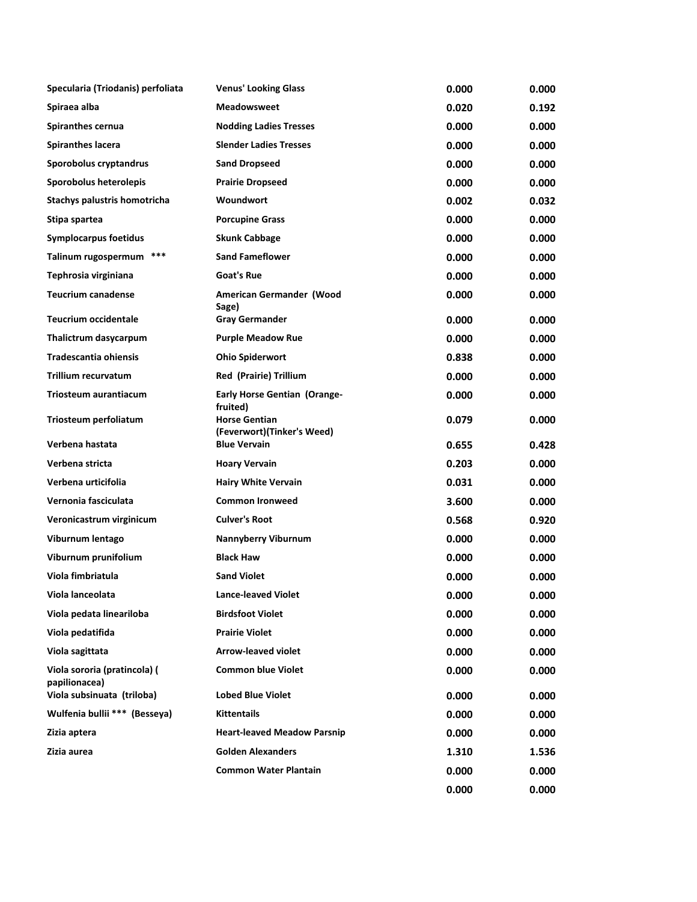| | | | |
|---|---|---|---|
| **Specularia (Triodanis) perfoliata** | **Venus' Looking Glass** | **0.000** | **0.000** |
| **Spiraea alba** | **Meadowsweet** | **0.020** | **0.192** |
| **Spiranthes cernua** | **Nodding Ladies Tresses** | **0.000** | **0.000** |
| **Spiranthes lacera** | **Slender Ladies Tresses** | **0.000** | **0.000** |
| **Sporobolus cryptandrus** | **Sand Dropseed** | **0.000** | **0.000** |
| **Sporobolus heterolepis** | **Prairie Dropseed** | **0.000** | **0.000** |
| **Stachys palustris homotricha** | **Woundwort** | **0.002** | **0.032** |
| **Stipa spartea** | **Porcupine Grass** | **0.000** | **0.000** |
| **Symplocarpus foetidus** | **Skunk Cabbage** | **0.000** | **0.000** |
| **Talinum rugospermum \*\*\*** | **Sand Fameflower** | **0.000** | **0.000** |
| **Tephrosia virginiana** | **Goat's Rue** | **0.000** | **0.000** |
| **Teucrium canadense** | **American Germander (Wood Sage)** | **0.000** | **0.000** |
| **Teucrium occidentale** | **Gray Germander** | **0.000** | **0.000** |
| **Thalictrum dasycarpum** | **Purple Meadow Rue** | **0.000** | **0.000** |
| **Tradescantia ohiensis** | **Ohio Spiderwort** | **0.838** | **0.000** |
| **Trillium recurvatum** | **Red (Prairie) Trillium** | **0.000** | **0.000** |
| **Triosteum aurantiacum** | **Early Horse Gentian (Orange-fruited)** | **0.000** | **0.000** |
| **Triosteum perfoliatum** | **Horse Gentian (Feverwort)(Tinker's Weed)** | **0.079** | **0.000** |
| **Verbena hastata** | **Blue Vervain** | **0.655** | **0.428** |
| **Verbena stricta** | **Hoary Vervain** | **0.203** | **0.000** |
| **Verbena urticifolia** | **Hairy White Vervain** | **0.031** | **0.000** |
| **Vernonia fasciculata** | **Common Ironweed** | **3.600** | **0.000** |
| **Veronicastrum virginicum** | **Culver's Root** | **0.568** | **0.920** |
| **Viburnum lentago** | **Nannyberry Viburnum** | **0.000** | **0.000** |
| **Viburnum prunifolium** | **Black Haw** | **0.000** | **0.000** |
| **Viola fimbriatula** | **Sand Violet** | **0.000** | **0.000** |
| **Viola lanceolata** | **Lance-leaved Violet** | **0.000** | **0.000** |
| **Viola pedata lineariloba** | **Birdsfoot Violet** | **0.000** | **0.000** |
| **Viola pedatifida** | **Prairie Violet** | **0.000** | **0.000** |
| **Viola sagittata** | **Arrow-leaved violet** | **0.000** | **0.000** |
| **Viola sororia (pratincola) ( papilionacea)** | **Common blue Violet** | **0.000** | **0.000** |
| **Viola subsinuata (triloba)** | **Lobed Blue Violet** | **0.000** | **0.000** |
| **Wulfenia bullii \*\*\* (Besseya)** | **Kittentails** | **0.000** | **0.000** |
| **Zizia aptera** | **Heart-leaved Meadow Parsnip** | **0.000** | **0.000** |
| **Zizia aurea** | **Golden Alexanders** | **1.310** | **1.536** |
| | **Common Water Plantain** | **0.000** | **0.000** |
| | | **0.000** | **0.000** |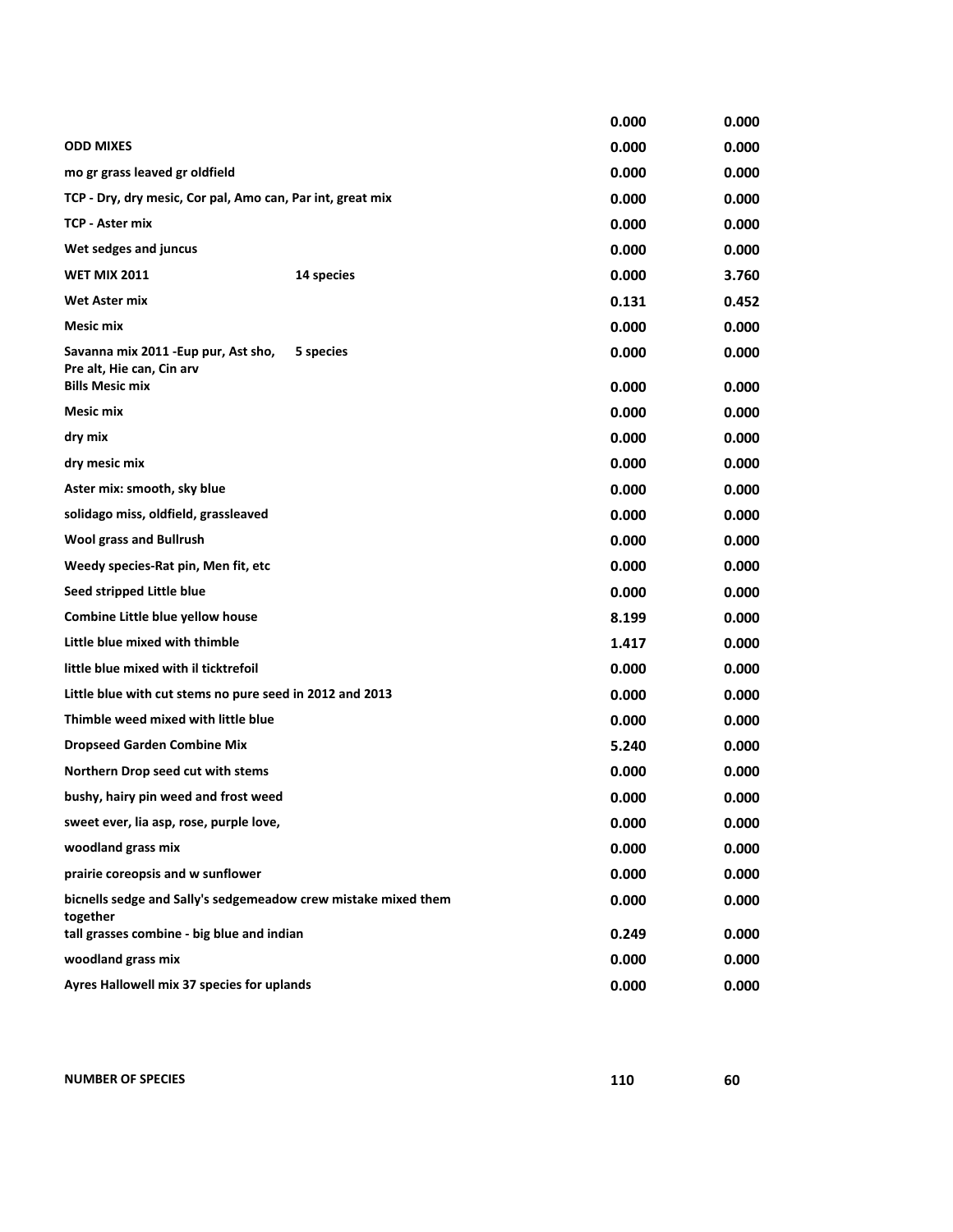| | | | |
|---|---|---|---|
| | | 0.000 | 0.000 |
| **ODD MIXES** | | 0.000 | 0.000 |
| **mo gr grass leaved gr oldfield** | | 0.000 | 0.000 |
| **TCP - Dry, dry mesic, Cor pal, Amo can, Par int, great mix** | | 0.000 | 0.000 |
| **TCP - Aster mix** | | 0.000 | 0.000 |
| **Wet sedges and juncus** | | 0.000 | 0.000 |
| **WET MIX 2011** | **14 species** | 0.000 | 3.760 |
| **Wet Aster mix** | | 0.131 | 0.452 |
| **Mesic mix** | | 0.000 | 0.000 |
| **Savanna mix 2011 -Eup pur, Ast sho, Pre alt, Hie can, Cin arv** | **5 species** | 0.000 | 0.000 |
| **Bills Mesic mix** | | 0.000 | 0.000 |
| **Mesic mix** | | 0.000 | 0.000 |
| **dry mix** | | 0.000 | 0.000 |
| **dry mesic mix** | | 0.000 | 0.000 |
| **Aster mix: smooth, sky blue** | | 0.000 | 0.000 |
| **solidago miss, oldfield, grassleaved** | | 0.000 | 0.000 |
| **Wool grass and Bullrush** | | 0.000 | 0.000 |
| **Weedy species-Rat pin, Men fit, etc** | | 0.000 | 0.000 |
| **Seed stripped Little blue** | | 0.000 | 0.000 |
| **Combine Little blue yellow house** | | 8.199 | 0.000 |
| **Little blue mixed with thimble** | | 1.417 | 0.000 |
| **little blue mixed with il ticktrefoil** | | 0.000 | 0.000 |
| **Little blue with cut stems no pure seed in 2012 and 2013** | | 0.000 | 0.000 |
| **Thimble weed mixed with little blue** | | 0.000 | 0.000 |
| **Dropseed Garden Combine Mix** | | 5.240 | 0.000 |
| **Northern Drop seed cut with stems** | | 0.000 | 0.000 |
| **bushy, hairy pin weed and frost weed** | | 0.000 | 0.000 |
| **sweet ever, lia asp, rose, purple love,** | | 0.000 | 0.000 |
| **woodland grass mix** | | 0.000 | 0.000 |
| **prairie coreopsis and w sunflower** | | 0.000 | 0.000 |
| **bicnells sedge and Sally's sedgemeadow crew mistake mixed them together** | | 0.000 | 0.000 |
| **tall grasses combine - big blue and indian** | | 0.249 | 0.000 |
| **woodland grass mix** | | 0.000 | 0.000 |
| **Ayres Hallowell mix 37 species for uplands** | | 0.000 | 0.000 |
| | | | |
| **NUMBER OF SPECIES** | | 110 | 60 |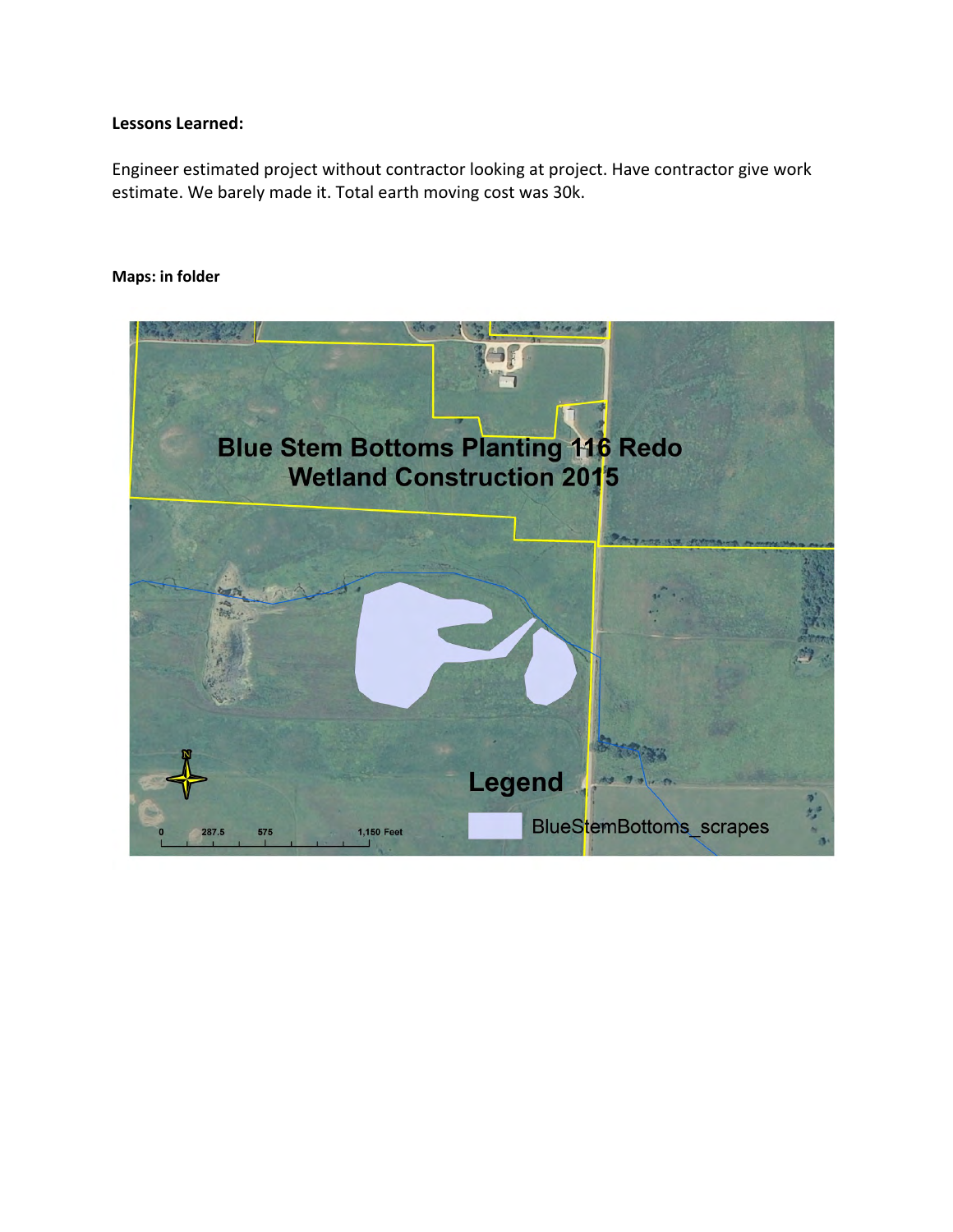**Lessons Learned:**

Engineer estimated project without contractor looking at project. Have contractor give work estimate. We barely made it. Total earth moving cost was 30k.

**Maps: in folder**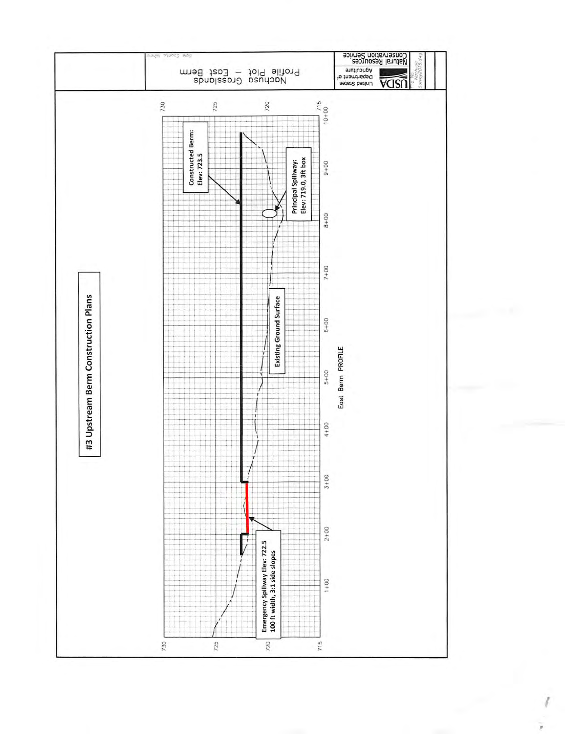# #3 Upstream Berm Construction Plans

Constructed Berm: Elev: 723.5

Principal Spillway: Elev: 719.0, 3ft box

Existing Ground Surface

Emergency Spillway Elev: 722.5 100 ft width, 3:1 side slopes

East Berm PROFILE

Nachusa Grasslands

Profile Plot – East Berm

Ogle County, Illinois

USDA United States Department of Agriculture

Natural Resources Conservation Service

Nachusa Survey2015.dwg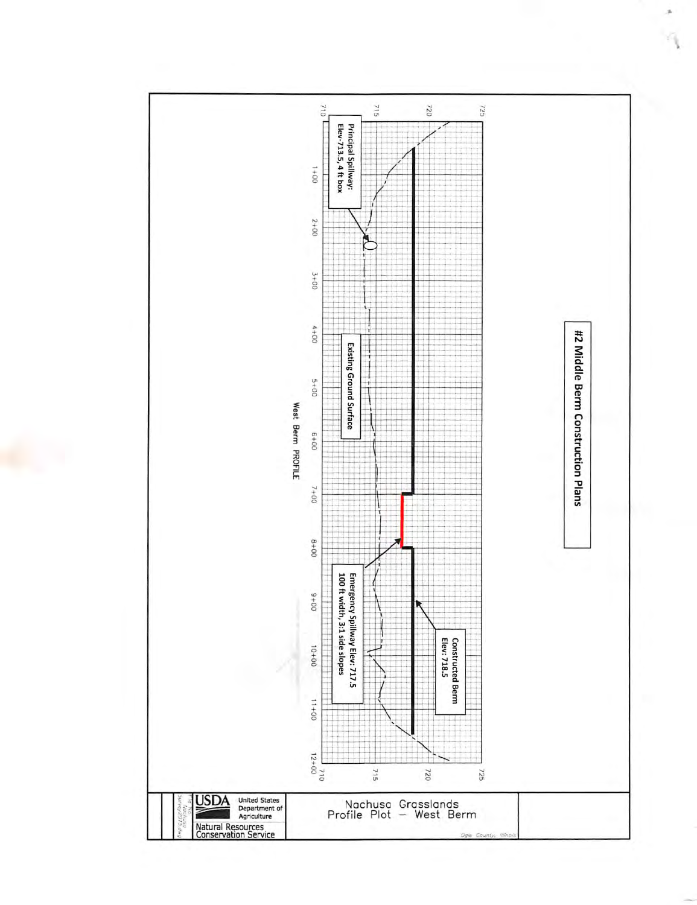# #2 Middle Berm Construction Plans

Principal Spillway: Elev-713.5, 4 ft box

Existing Ground Surface

Emergency Spillway Elev: 717.5
100 ft width, 3:1 side slopes

Constructed Berm
Elev: 718.5

West Berm PROFILE

Elevation: 710, 715, 720, 725

Station: 1+00, 2+00, 3+00, 4+00, 5+00, 6+00, 7+00, 8+00, 9+00, 10+00, 11+00, 12+00

Nachusa Grasslands
Profile Plot — West Berm

Ogle County, Illinois

USDA United States Department of Agriculture
Natural Resources Conservation Service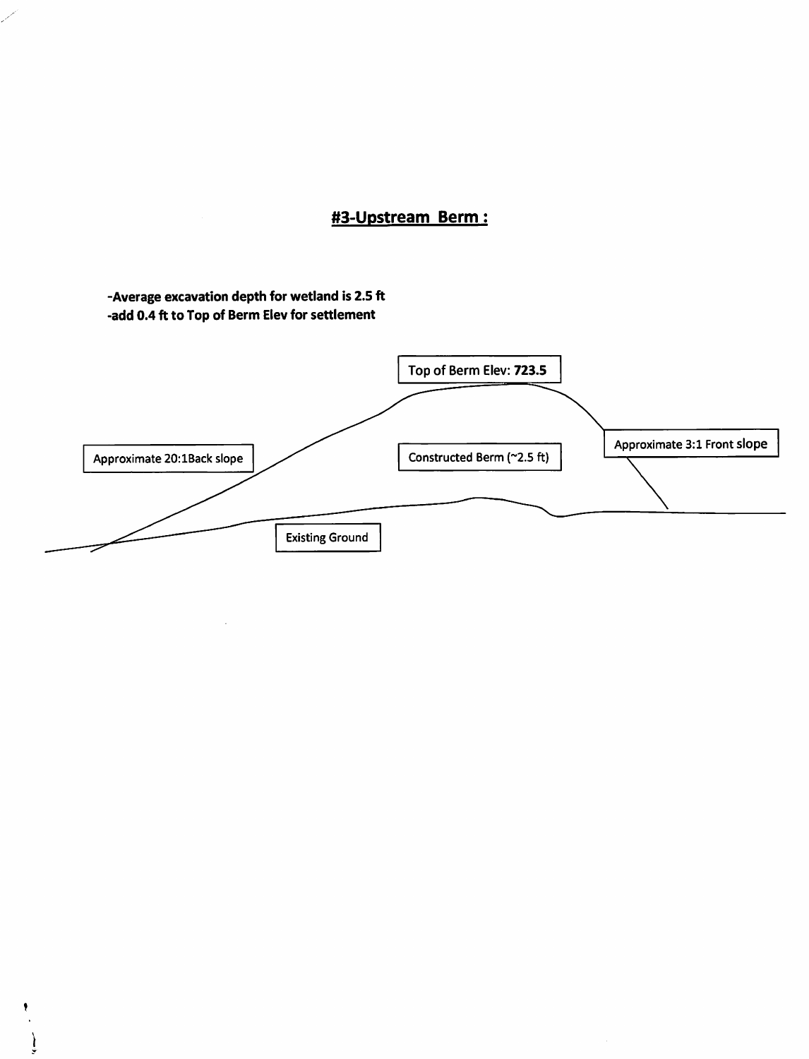## #3-Upstream Berm :

**-Average excavation depth for wetland is 2.5 ft**
**-add 0.4 ft to Top of Berm Elev for settlement**

Top of Berm Elev: **723.5**

Approximate 20:1Back slope

Constructed Berm (~2.5 ft)

Approximate 3:1 Front slope

Existing Ground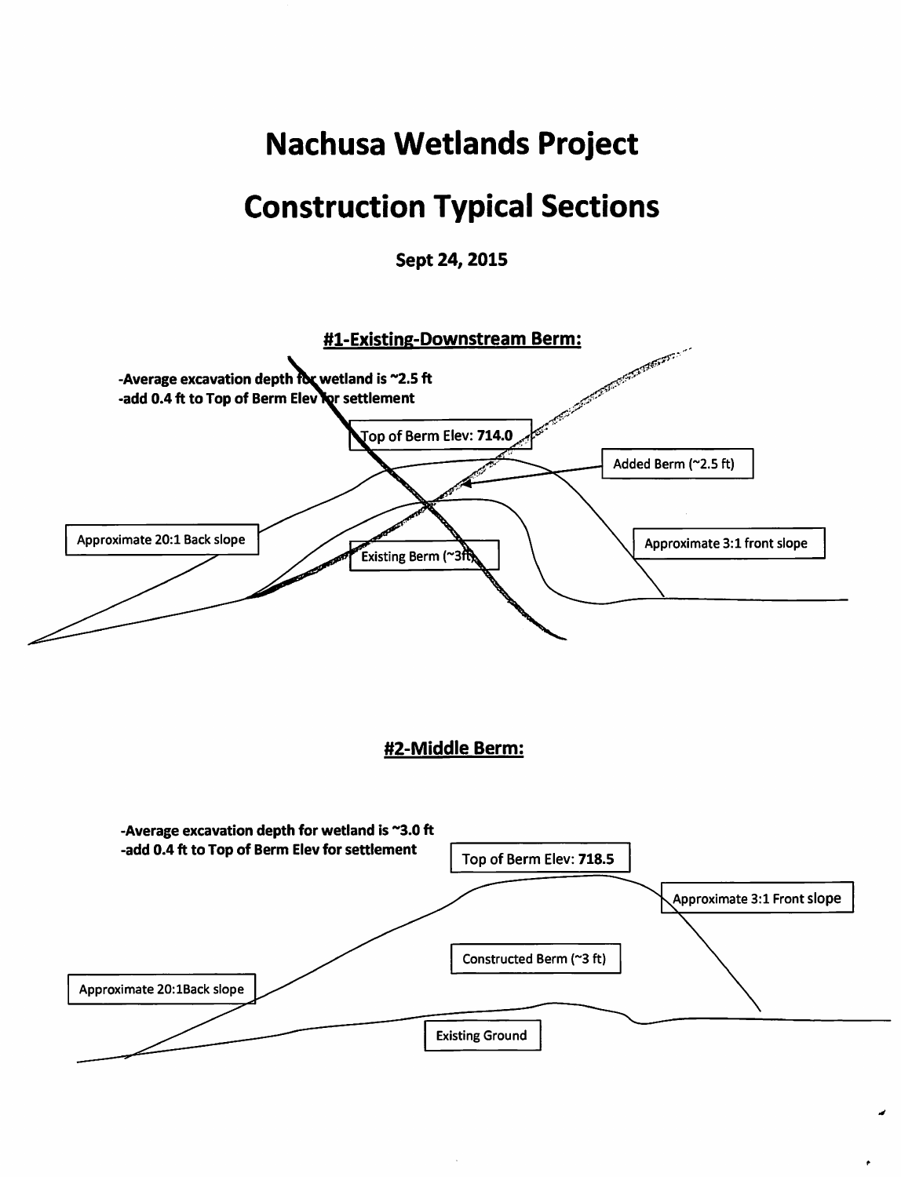# Nachusa Wetlands Project

# Construction Typical Sections

**Sept 24, 2015**

## #1-Existing-Downstream Berm:

**-Average excavation depth for wetland is ~2.5 ft**
**-add 0.4 ft to Top of Berm Elev for settlement**

Top of Berm Elev: **714.0**

Added Berm (~2.5 ft)

Approximate 20:1 Back slope

Approximate 3:1 front slope

Existing Berm (~3ft)

## #2-Middle Berm:

**-Average excavation depth for wetland is ~3.0 ft**
**-add 0.4 ft to Top of Berm Elev for settlement**

Top of Berm Elev: **718.5**

Approximate 3:1 Front slope

Constructed Berm (~3 ft)

Approximate 20:1Back slope

Existing Ground